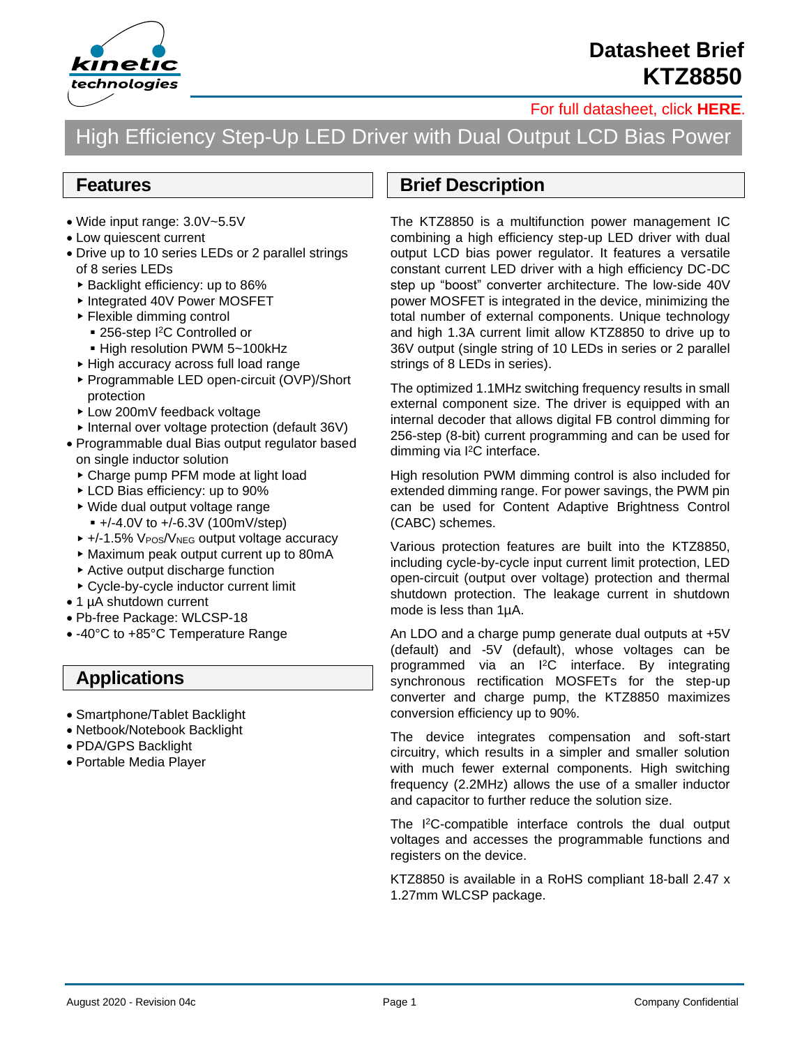# Datasheet Brief
# KTZ8850

For full datasheet, click **HERE**.

## High Efficiency Step-Up LED Driver with Dual Output LCD Bias Power

## Features

- Wide input range: 3.0V~5.5V
- Low quiescent current
- Drive up to 10 series LEDs or 2 parallel strings of 8 series LEDs
  - Backlight efficiency: up to 86%
  - Integrated 40V Power MOSFET
  - Flexible dimming control
    - 256-step I²C Controlled or
    - High resolution PWM 5~100kHz
  - High accuracy across full load range
  - Programmable LED open-circuit (OVP)/Short protection
  - Low 200mV feedback voltage
  - Internal over voltage protection (default 36V)
- Programmable dual Bias output regulator based on single inductor solution
  - Charge pump PFM mode at light load
  - LCD Bias efficiency: up to 90%
  - Wide dual output voltage range
    - +/-4.0V to +/-6.3V (100mV/step)
  - +/-1.5% $V_{POS}$/$V_{NEG}$ output voltage accuracy
  - Maximum peak output current up to 80mA
  - Active output discharge function
  - Cycle-by-cycle inductor current limit
- 1 µA shutdown current
- Pb-free Package: WLCSP-18
- -40°C to +85°C Temperature Range

## Applications

- Smartphone/Tablet Backlight
- Netbook/Notebook Backlight
- PDA/GPS Backlight
- Portable Media Player

## Brief Description

The KTZ8850 is a multifunction power management IC combining a high efficiency step-up LED driver with dual output LCD bias power regulator. It features a versatile constant current LED driver with a high efficiency DC-DC step up "boost" converter architecture. The low-side 40V power MOSFET is integrated in the device, minimizing the total number of external components. Unique technology and high 1.3A current limit allow KTZ8850 to drive up to 36V output (single string of 10 LEDs in series or 2 parallel strings of 8 LEDs in series).

The optimized 1.1MHz switching frequency results in small external component size. The driver is equipped with an internal decoder that allows digital FB control dimming for 256-step (8-bit) current programming and can be used for dimming via I²C interface.

High resolution PWM dimming control is also included for extended dimming range. For power savings, the PWM pin can be used for Content Adaptive Brightness Control (CABC) schemes.

Various protection features are built into the KTZ8850, including cycle-by-cycle input current limit protection, LED open-circuit (output over voltage) protection and thermal shutdown protection. The leakage current in shutdown mode is less than 1µA.

An LDO and a charge pump generate dual outputs at +5V (default) and -5V (default), whose voltages can be programmed via an I²C interface. By integrating synchronous rectification MOSFETs for the step-up converter and charge pump, the KTZ8850 maximizes conversion efficiency up to 90%.

The device integrates compensation and soft-start circuitry, which results in a simpler and smaller solution with much fewer external components. High switching frequency (2.2MHz) allows the use of a smaller inductor and capacitor to further reduce the solution size.

The I²C-compatible interface controls the dual output voltages and accesses the programmable functions and registers on the device.

KTZ8850 is available in a RoHS compliant 18-ball 2.47 x 1.27mm WLCSP package.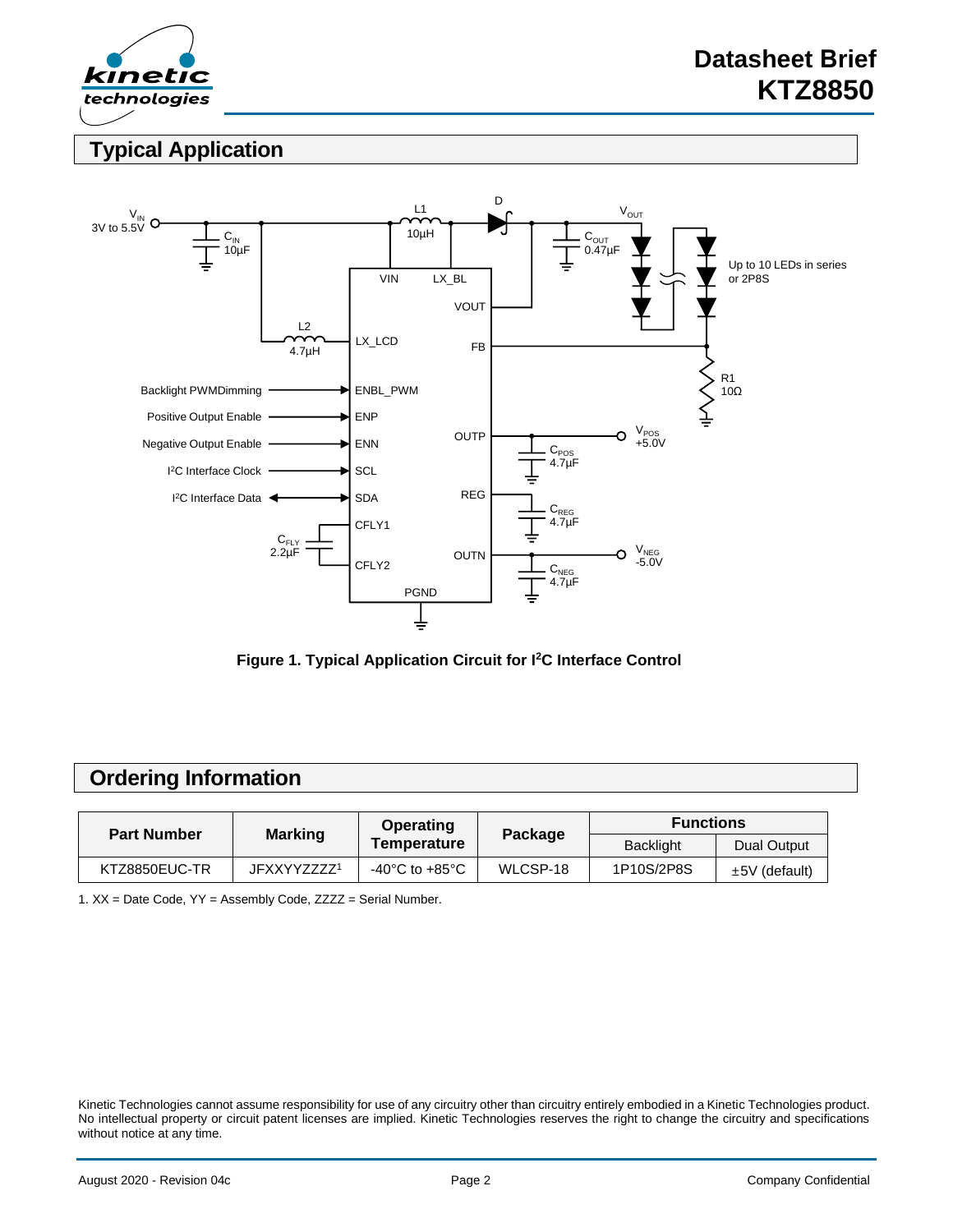## Typical Application

$V_{IN}$
3V to 5.5V

$C_{IN}$
10µF

L1
10µH

D

$V_{OUT}$

$C_{OUT}$
0.47µF

Up to 10 LEDs in series or 2P8S

VIN
LX_BL
VOUT

L2
4.7µH

LX_LCD
FB

R1
10Ω

Backlight PWMDimming
ENBL_PWM

Positive Output Enable
ENP

Negative Output Enable
ENN

OUTP

$V_{POS}$
+5.0V

$C_{POS}$
4.7µF

I²C Interface Clock
SCL

I²C Interface Data
SDA

REG

$C_{REG}$
4.7µF

CFLY1

$C_{FLY}$
2.2µF

CFLY2

OUTN

$V_{NEG}$
-5.0V

$C_{NEG}$
4.7µF

PGND

**Figure 1. Typical Application Circuit for I²C Interface Control**

## Ordering Information

| Part Number | Marking | Operating Temperature | Package | Functions | |
|---|---|---|---|---|---|
| | | | | Backlight | Dual Output |
| KTZ8850EUC-TR | JFXXYYZZZZ[1] | -40°C to +85°C | WLCSP-18 | 1P10S/2P8S | ±5V (default) |

1. XX = Date Code, YY = Assembly Code, ZZZZ = Serial Number.

Kinetic Technologies cannot assume responsibility for use of any circuitry other than circuitry entirely embodied in a Kinetic Technologies product. No intellectual property or circuit patent licenses are implied. Kinetic Technologies reserves the right to change the circuitry and specifications without notice at any time.